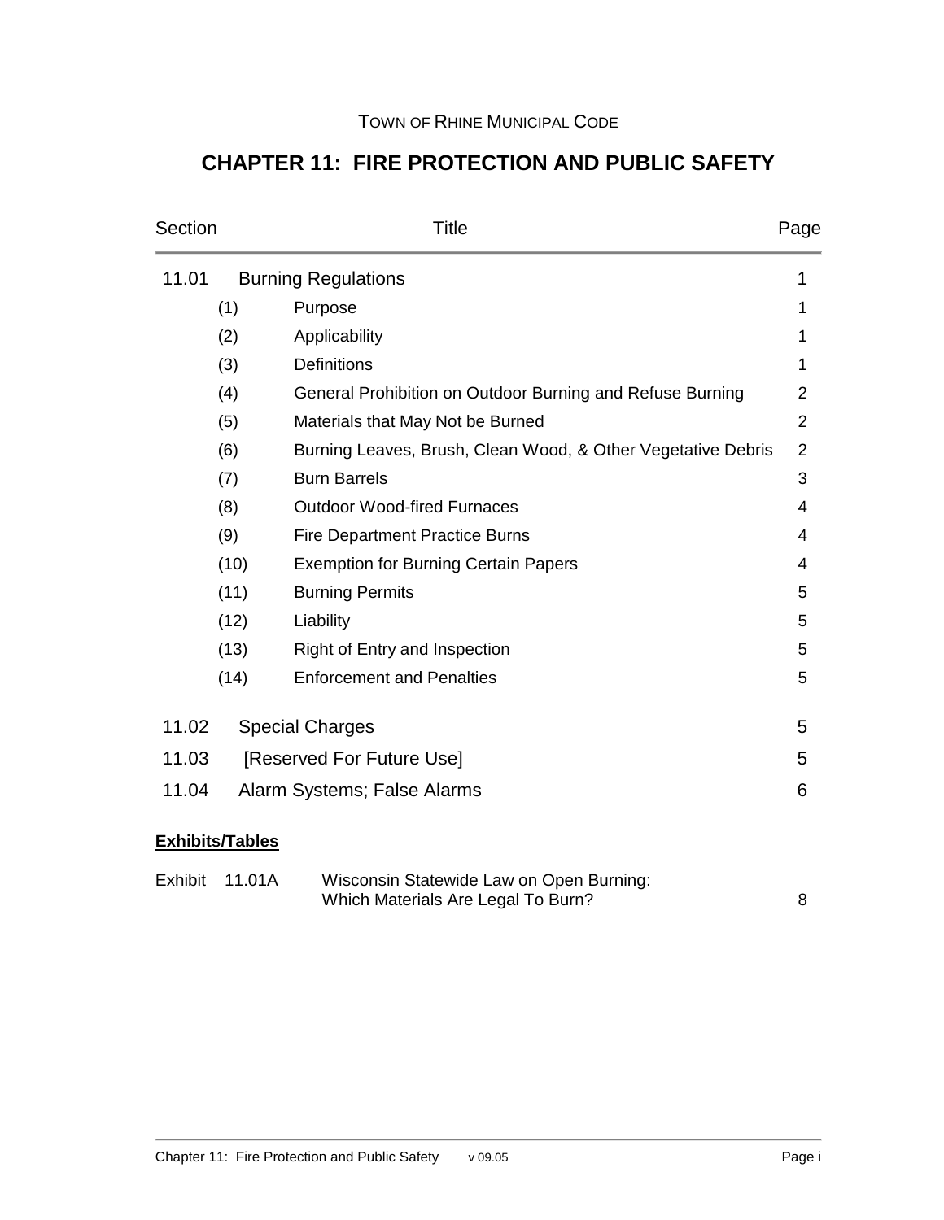TOWN OF RHINE MUNICIPAL CODE

# CHAPTER 11: FIRE PROTECTION AND PUBLIC SAFETY

| Section | | Title | Page |
|---|---|---|---|
| 11.01 | | Burning Regulations | 1 |
| | (1) | Purpose | 1 |
| | (2) | Applicability | 1 |
| | (3) | Definitions | 1 |
| | (4) | General Prohibition on Outdoor Burning and Refuse Burning | 2 |
| | (5) | Materials that May Not be Burned | 2 |
| | (6) | Burning Leaves, Brush, Clean Wood, & Other Vegetative Debris | 2 |
| | (7) | Burn Barrels | 3 |
| | (8) | Outdoor Wood-fired Furnaces | 4 |
| | (9) | Fire Department Practice Burns | 4 |
| | (10) | Exemption for Burning Certain Papers | 4 |
| | (11) | Burning Permits | 5 |
| | (12) | Liability | 5 |
| | (13) | Right of Entry and Inspection | 5 |
| | (14) | Enforcement and Penalties | 5 |
| 11.02 | | Special Charges | 5 |
| 11.03 | | [Reserved For Future Use] | 5 |
| 11.04 | | Alarm Systems; False Alarms | 6 |

**Exhibits/Tables**

| | | | |
|---|---|---|---|
| Exhibit | 11.01A | Wisconsin Statewide Law on Open Burning: Which Materials Are Legal To Burn? | 8 |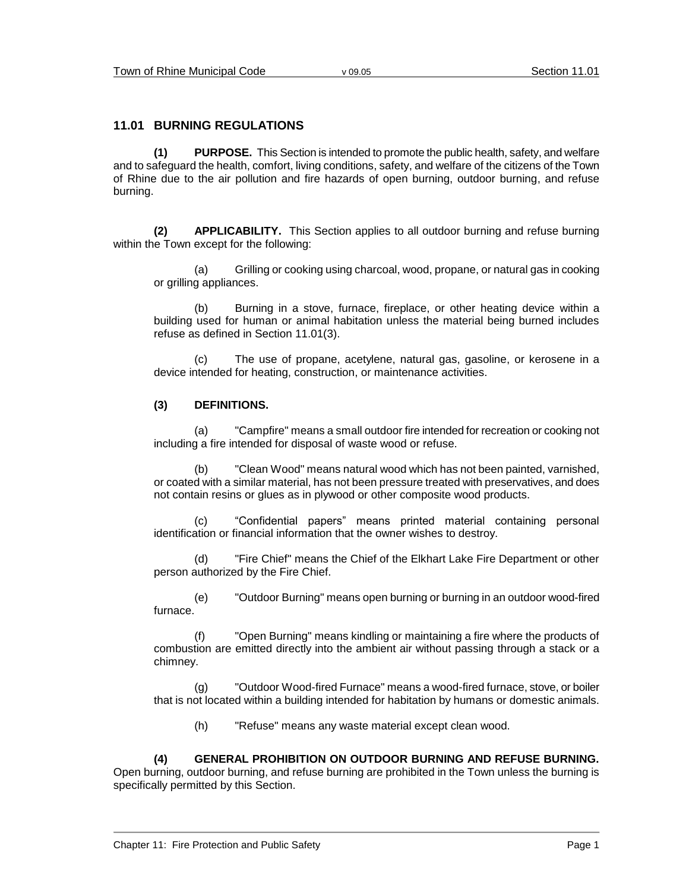## 11.01 BURNING REGULATIONS

**(1) PURPOSE.** This Section is intended to promote the public health, safety, and welfare and to safeguard the health, comfort, living conditions, safety, and welfare of the citizens of the Town of Rhine due to the air pollution and fire hazards of open burning, outdoor burning, and refuse burning.

**(2) APPLICABILITY.** This Section applies to all outdoor burning and refuse burning within the Town except for the following:

(a) Grilling or cooking using charcoal, wood, propane, or natural gas in cooking or grilling appliances.

(b) Burning in a stove, furnace, fireplace, or other heating device within a building used for human or animal habitation unless the material being burned includes refuse as defined in Section 11.01(3).

(c) The use of propane, acetylene, natural gas, gasoline, or kerosene in a device intended for heating, construction, or maintenance activities.

**(3) DEFINITIONS.**

(a) "Campfire" means a small outdoor fire intended for recreation or cooking not including a fire intended for disposal of waste wood or refuse.

(b) "Clean Wood" means natural wood which has not been painted, varnished, or coated with a similar material, has not been pressure treated with preservatives, and does not contain resins or glues as in plywood or other composite wood products.

(c) "Confidential papers" means printed material containing personal identification or financial information that the owner wishes to destroy.

(d) "Fire Chief" means the Chief of the Elkhart Lake Fire Department or other person authorized by the Fire Chief.

(e) "Outdoor Burning" means open burning or burning in an outdoor wood-fired furnace.

(f) "Open Burning" means kindling or maintaining a fire where the products of combustion are emitted directly into the ambient air without passing through a stack or a chimney.

(g) "Outdoor Wood-fired Furnace" means a wood-fired furnace, stove, or boiler that is not located within a building intended for habitation by humans or domestic animals.

(h) "Refuse" means any waste material except clean wood.

**(4) GENERAL PROHIBITION ON OUTDOOR BURNING AND REFUSE BURNING.** Open burning, outdoor burning, and refuse burning are prohibited in the Town unless the burning is specifically permitted by this Section.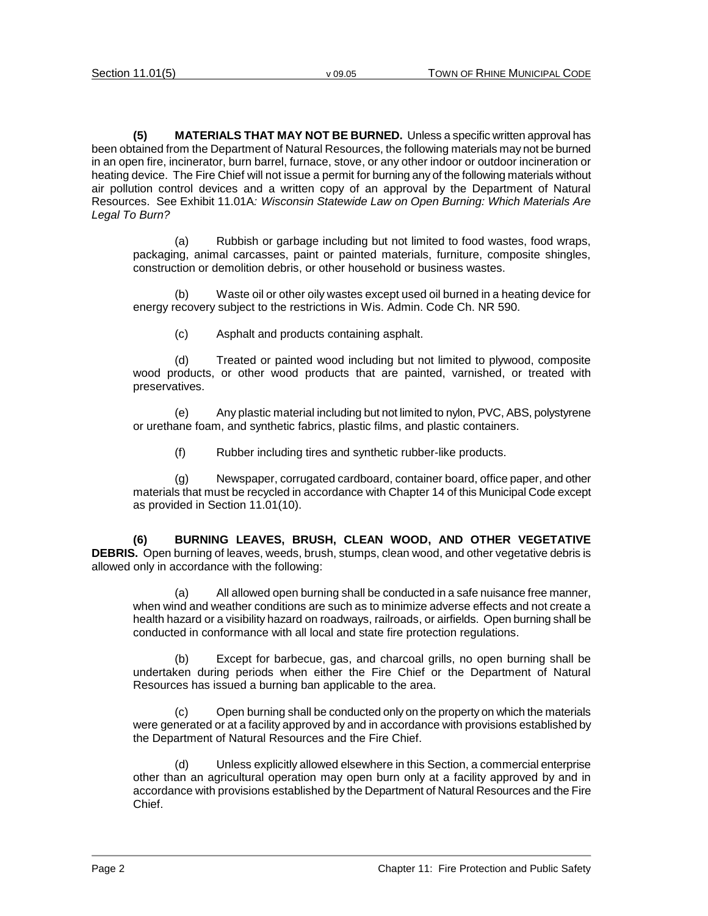**(5) MATERIALS THAT MAY NOT BE BURNED.** Unless a specific written approval has been obtained from the Department of Natural Resources, the following materials may not be burned in an open fire, incinerator, burn barrel, furnace, stove, or any other indoor or outdoor incineration or heating device. The Fire Chief will not issue a permit for burning any of the following materials without air pollution control devices and a written copy of an approval by the Department of Natural Resources. See Exhibit 11.01A*: Wisconsin Statewide Law on Open Burning: Which Materials Are Legal To Burn?*

(a) Rubbish or garbage including but not limited to food wastes, food wraps, packaging, animal carcasses, paint or painted materials, furniture, composite shingles, construction or demolition debris, or other household or business wastes.

(b) Waste oil or other oily wastes except used oil burned in a heating device for energy recovery subject to the restrictions in Wis. Admin. Code Ch. NR 590.

(c) Asphalt and products containing asphalt.

(d) Treated or painted wood including but not limited to plywood, composite wood products, or other wood products that are painted, varnished, or treated with preservatives.

(e) Any plastic material including but not limited to nylon, PVC, ABS, polystyrene or urethane foam, and synthetic fabrics, plastic films, and plastic containers.

(f) Rubber including tires and synthetic rubber-like products.

(g) Newspaper, corrugated cardboard, container board, office paper, and other materials that must be recycled in accordance with Chapter 14 of this Municipal Code except as provided in Section 11.01(10).

**(6) BURNING LEAVES, BRUSH, CLEAN WOOD, AND OTHER VEGETATIVE DEBRIS.** Open burning of leaves, weeds, brush, stumps, clean wood, and other vegetative debris is allowed only in accordance with the following:

(a) All allowed open burning shall be conducted in a safe nuisance free manner, when wind and weather conditions are such as to minimize adverse effects and not create a health hazard or a visibility hazard on roadways, railroads, or airfields. Open burning shall be conducted in conformance with all local and state fire protection regulations.

(b) Except for barbecue, gas, and charcoal grills, no open burning shall be undertaken during periods when either the Fire Chief or the Department of Natural Resources has issued a burning ban applicable to the area.

(c) Open burning shall be conducted only on the property on which the materials were generated or at a facility approved by and in accordance with provisions established by the Department of Natural Resources and the Fire Chief.

(d) Unless explicitly allowed elsewhere in this Section, a commercial enterprise other than an agricultural operation may open burn only at a facility approved by and in accordance with provisions established by the Department of Natural Resources and the Fire Chief.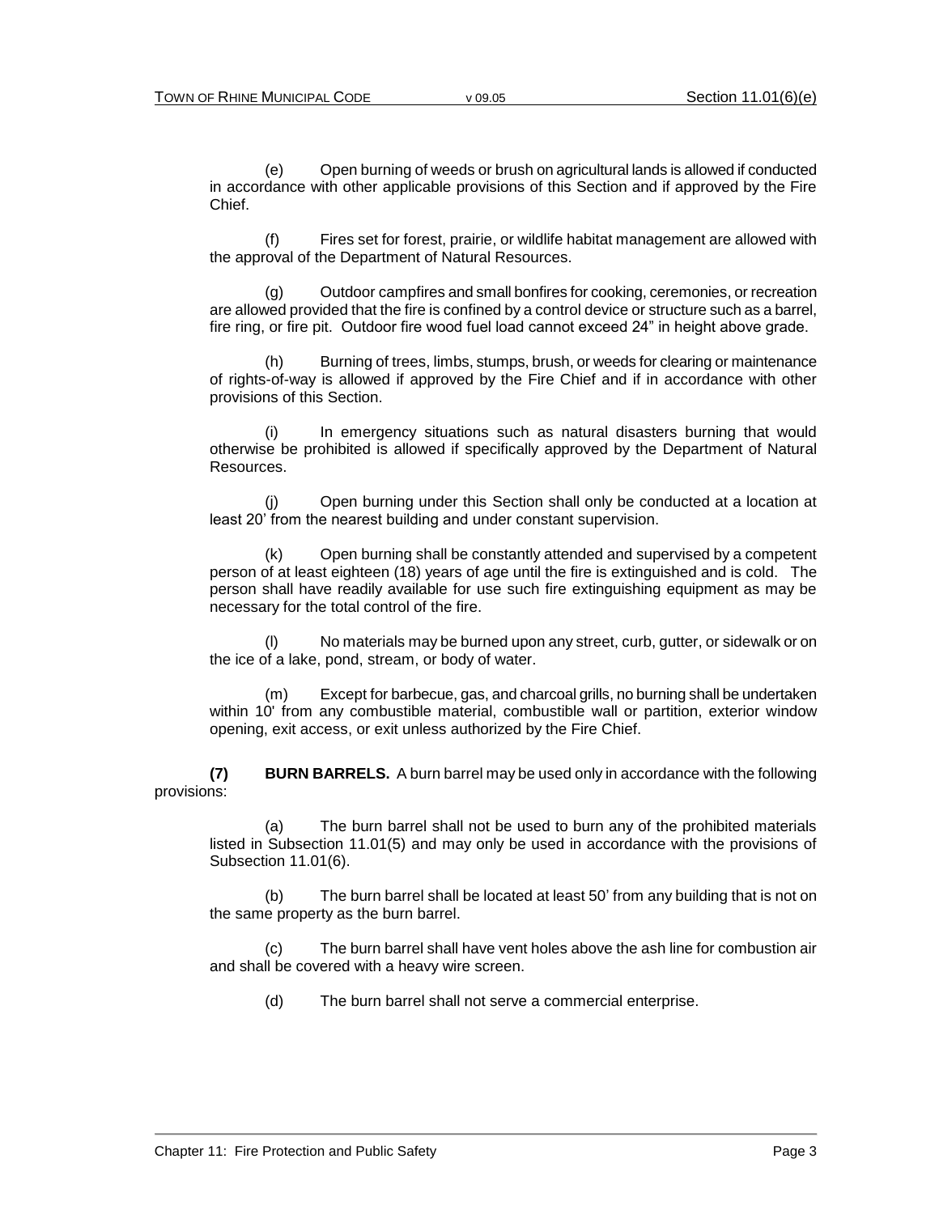(e) Open burning of weeds or brush on agricultural lands is allowed if conducted in accordance with other applicable provisions of this Section and if approved by the Fire Chief.

(f) Fires set for forest, prairie, or wildlife habitat management are allowed with the approval of the Department of Natural Resources.

(g) Outdoor campfires and small bonfires for cooking, ceremonies, or recreation are allowed provided that the fire is confined by a control device or structure such as a barrel, fire ring, or fire pit. Outdoor fire wood fuel load cannot exceed 24" in height above grade.

(h) Burning of trees, limbs, stumps, brush, or weeds for clearing or maintenance of rights-of-way is allowed if approved by the Fire Chief and if in accordance with other provisions of this Section.

(i) In emergency situations such as natural disasters burning that would otherwise be prohibited is allowed if specifically approved by the Department of Natural Resources.

(j) Open burning under this Section shall only be conducted at a location at least 20' from the nearest building and under constant supervision.

(k) Open burning shall be constantly attended and supervised by a competent person of at least eighteen (18) years of age until the fire is extinguished and is cold. The person shall have readily available for use such fire extinguishing equipment as may be necessary for the total control of the fire.

(l) No materials may be burned upon any street, curb, gutter, or sidewalk or on the ice of a lake, pond, stream, or body of water.

(m) Except for barbecue, gas, and charcoal grills, no burning shall be undertaken within 10' from any combustible material, combustible wall or partition, exterior window opening, exit access, or exit unless authorized by the Fire Chief.

**(7) BURN BARRELS.** A burn barrel may be used only in accordance with the following provisions:

(a) The burn barrel shall not be used to burn any of the prohibited materials listed in Subsection 11.01(5) and may only be used in accordance with the provisions of Subsection 11.01(6).

(b) The burn barrel shall be located at least 50' from any building that is not on the same property as the burn barrel.

(c) The burn barrel shall have vent holes above the ash line for combustion air and shall be covered with a heavy wire screen.

(d) The burn barrel shall not serve a commercial enterprise.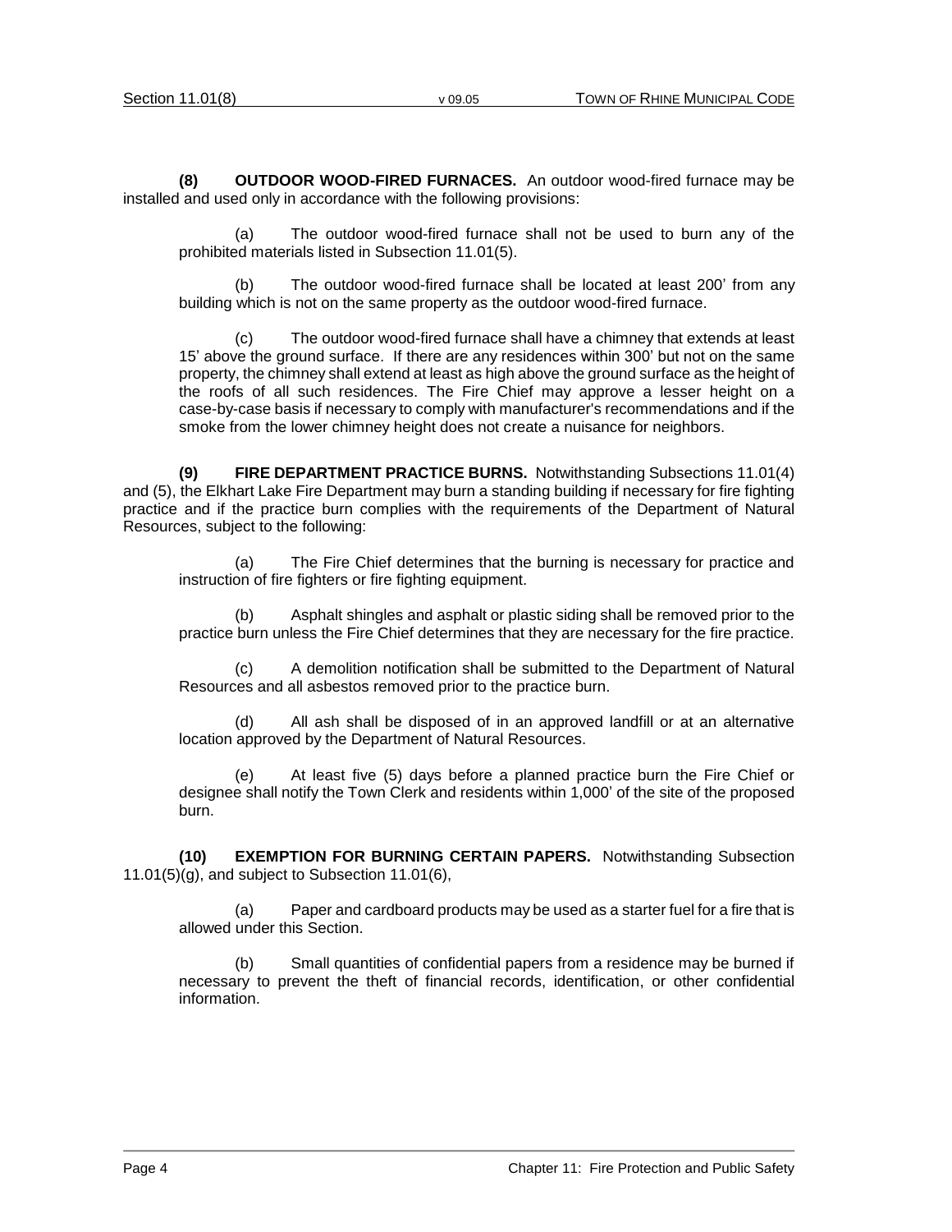**(8) OUTDOOR WOOD-FIRED FURNACES.** An outdoor wood-fired furnace may be installed and used only in accordance with the following provisions:

(a) The outdoor wood-fired furnace shall not be used to burn any of the prohibited materials listed in Subsection 11.01(5).

(b) The outdoor wood-fired furnace shall be located at least 200' from any building which is not on the same property as the outdoor wood-fired furnace.

(c) The outdoor wood-fired furnace shall have a chimney that extends at least 15' above the ground surface. If there are any residences within 300' but not on the same property, the chimney shall extend at least as high above the ground surface as the height of the roofs of all such residences. The Fire Chief may approve a lesser height on a case-by-case basis if necessary to comply with manufacturer's recommendations and if the smoke from the lower chimney height does not create a nuisance for neighbors.

**(9) FIRE DEPARTMENT PRACTICE BURNS.** Notwithstanding Subsections 11.01(4) and (5), the Elkhart Lake Fire Department may burn a standing building if necessary for fire fighting practice and if the practice burn complies with the requirements of the Department of Natural Resources, subject to the following:

(a) The Fire Chief determines that the burning is necessary for practice and instruction of fire fighters or fire fighting equipment.

(b) Asphalt shingles and asphalt or plastic siding shall be removed prior to the practice burn unless the Fire Chief determines that they are necessary for the fire practice.

(c) A demolition notification shall be submitted to the Department of Natural Resources and all asbestos removed prior to the practice burn.

(d) All ash shall be disposed of in an approved landfill or at an alternative location approved by the Department of Natural Resources.

(e) At least five (5) days before a planned practice burn the Fire Chief or designee shall notify the Town Clerk and residents within 1,000' of the site of the proposed burn.

**(10) EXEMPTION FOR BURNING CERTAIN PAPERS.** Notwithstanding Subsection 11.01(5)(g), and subject to Subsection 11.01(6),

(a) Paper and cardboard products may be used as a starter fuel for a fire that is allowed under this Section.

(b) Small quantities of confidential papers from a residence may be burned if necessary to prevent the theft of financial records, identification, or other confidential information.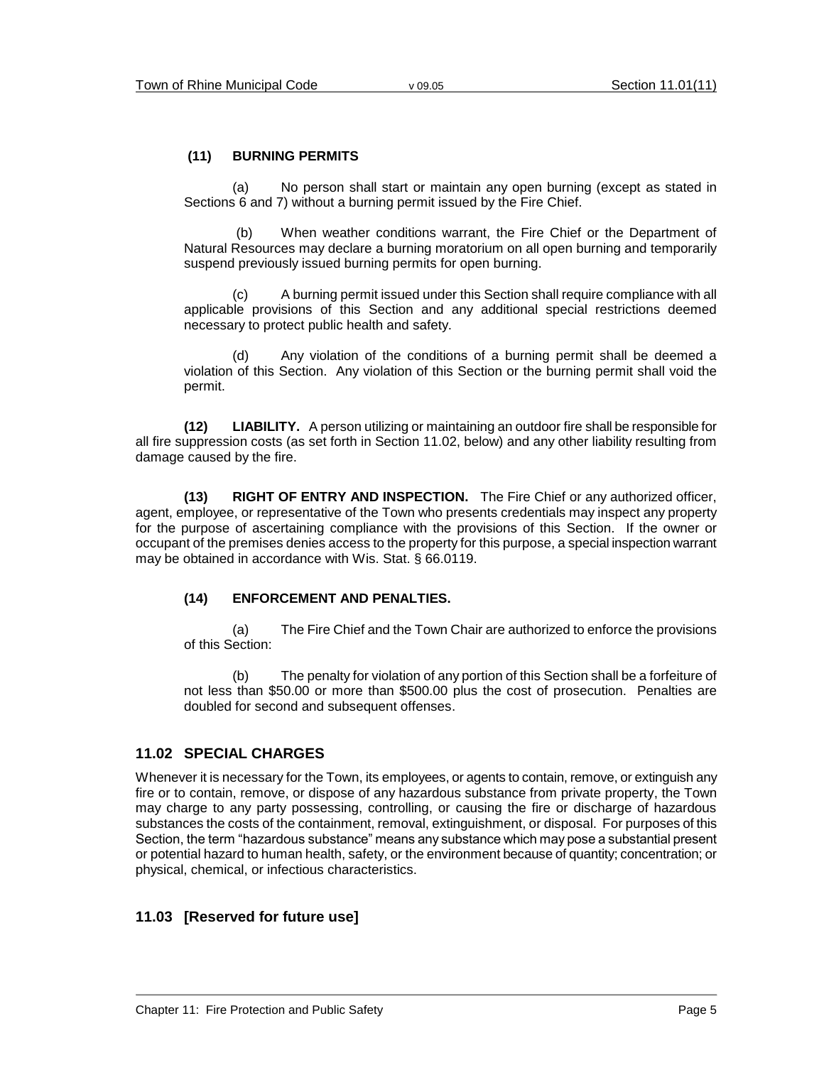**(11) BURNING PERMITS**

(a) No person shall start or maintain any open burning (except as stated in Sections 6 and 7) without a burning permit issued by the Fire Chief.

(b) When weather conditions warrant, the Fire Chief or the Department of Natural Resources may declare a burning moratorium on all open burning and temporarily suspend previously issued burning permits for open burning.

(c) A burning permit issued under this Section shall require compliance with all applicable provisions of this Section and any additional special restrictions deemed necessary to protect public health and safety.

(d) Any violation of the conditions of a burning permit shall be deemed a violation of this Section. Any violation of this Section or the burning permit shall void the permit.

**(12) LIABILITY.** A person utilizing or maintaining an outdoor fire shall be responsible for all fire suppression costs (as set forth in Section 11.02, below) and any other liability resulting from damage caused by the fire.

**(13) RIGHT OF ENTRY AND INSPECTION.** The Fire Chief or any authorized officer, agent, employee, or representative of the Town who presents credentials may inspect any property for the purpose of ascertaining compliance with the provisions of this Section. If the owner or occupant of the premises denies access to the property for this purpose, a special inspection warrant may be obtained in accordance with Wis. Stat. § 66.0119.

**(14) ENFORCEMENT AND PENALTIES.**

(a) The Fire Chief and the Town Chair are authorized to enforce the provisions of this Section:

(b) The penalty for violation of any portion of this Section shall be a forfeiture of not less than $50.00 or more than $500.00 plus the cost of prosecution. Penalties are doubled for second and subsequent offenses.

## 11.02 SPECIAL CHARGES

Whenever it is necessary for the Town, its employees, or agents to contain, remove, or extinguish any fire or to contain, remove, or dispose of any hazardous substance from private property, the Town may charge to any party possessing, controlling, or causing the fire or discharge of hazardous substances the costs of the containment, removal, extinguishment, or disposal. For purposes of this Section, the term "hazardous substance" means any substance which may pose a substantial present or potential hazard to human health, safety, or the environment because of quantity; concentration; or physical, chemical, or infectious characteristics.

## 11.03 [Reserved for future use]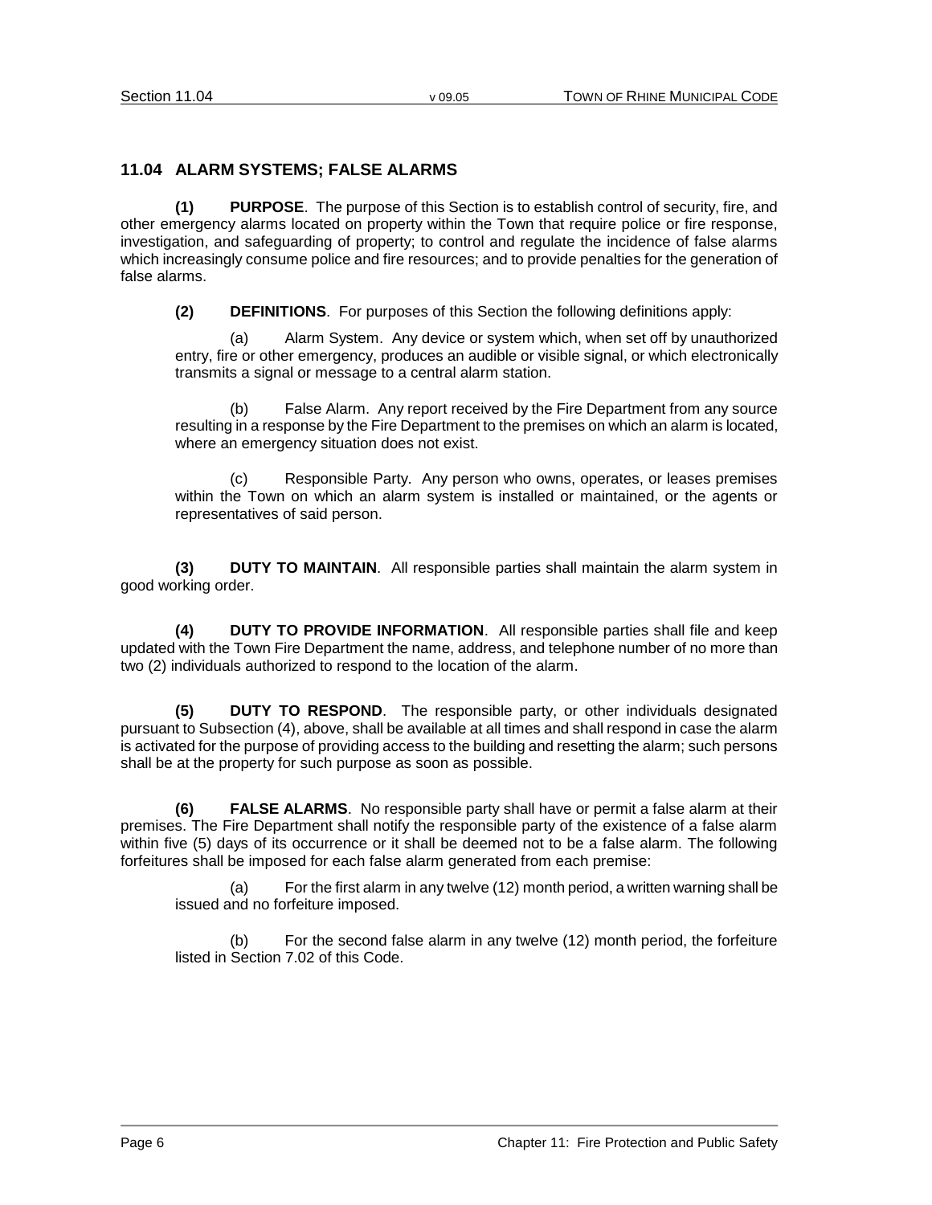## 11.04 ALARM SYSTEMS; FALSE ALARMS

**(1) PURPOSE**. The purpose of this Section is to establish control of security, fire, and other emergency alarms located on property within the Town that require police or fire response, investigation, and safeguarding of property; to control and regulate the incidence of false alarms which increasingly consume police and fire resources; and to provide penalties for the generation of false alarms.

**(2) DEFINITIONS**. For purposes of this Section the following definitions apply:

(a) Alarm System. Any device or system which, when set off by unauthorized entry, fire or other emergency, produces an audible or visible signal, or which electronically transmits a signal or message to a central alarm station.

(b) False Alarm. Any report received by the Fire Department from any source resulting in a response by the Fire Department to the premises on which an alarm is located, where an emergency situation does not exist.

(c) Responsible Party. Any person who owns, operates, or leases premises within the Town on which an alarm system is installed or maintained, or the agents or representatives of said person.

**(3) DUTY TO MAINTAIN**. All responsible parties shall maintain the alarm system in good working order.

**(4) DUTY TO PROVIDE INFORMATION**. All responsible parties shall file and keep updated with the Town Fire Department the name, address, and telephone number of no more than two (2) individuals authorized to respond to the location of the alarm.

**(5) DUTY TO RESPOND**. The responsible party, or other individuals designated pursuant to Subsection (4), above, shall be available at all times and shall respond in case the alarm is activated for the purpose of providing access to the building and resetting the alarm; such persons shall be at the property for such purpose as soon as possible.

**(6) FALSE ALARMS**. No responsible party shall have or permit a false alarm at their premises. The Fire Department shall notify the responsible party of the existence of a false alarm within five (5) days of its occurrence or it shall be deemed not to be a false alarm. The following forfeitures shall be imposed for each false alarm generated from each premise:

(a) For the first alarm in any twelve (12) month period, a written warning shall be issued and no forfeiture imposed.

(b) For the second false alarm in any twelve (12) month period, the forfeiture listed in Section 7.02 of this Code.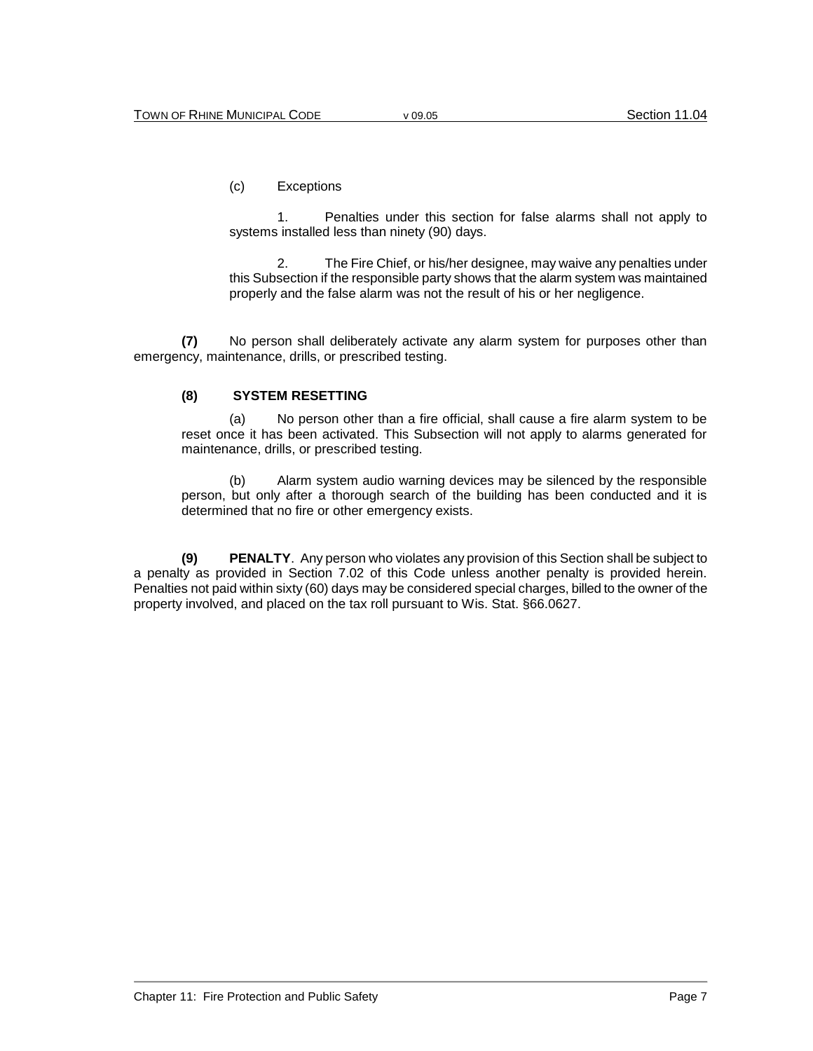(c) Exceptions

1. Penalties under this section for false alarms shall not apply to systems installed less than ninety (90) days.

2. The Fire Chief, or his/her designee, may waive any penalties under this Subsection if the responsible party shows that the alarm system was maintained properly and the false alarm was not the result of his or her negligence.

**(7)** No person shall deliberately activate any alarm system for purposes other than emergency, maintenance, drills, or prescribed testing.

**(8) SYSTEM RESETTING**

(a) No person other than a fire official, shall cause a fire alarm system to be reset once it has been activated. This Subsection will not apply to alarms generated for maintenance, drills, or prescribed testing.

(b) Alarm system audio warning devices may be silenced by the responsible person, but only after a thorough search of the building has been conducted and it is determined that no fire or other emergency exists.

**(9) PENALTY**. Any person who violates any provision of this Section shall be subject to a penalty as provided in Section 7.02 of this Code unless another penalty is provided herein. Penalties not paid within sixty (60) days may be considered special charges, billed to the owner of the property involved, and placed on the tax roll pursuant to Wis. Stat. §66.0627.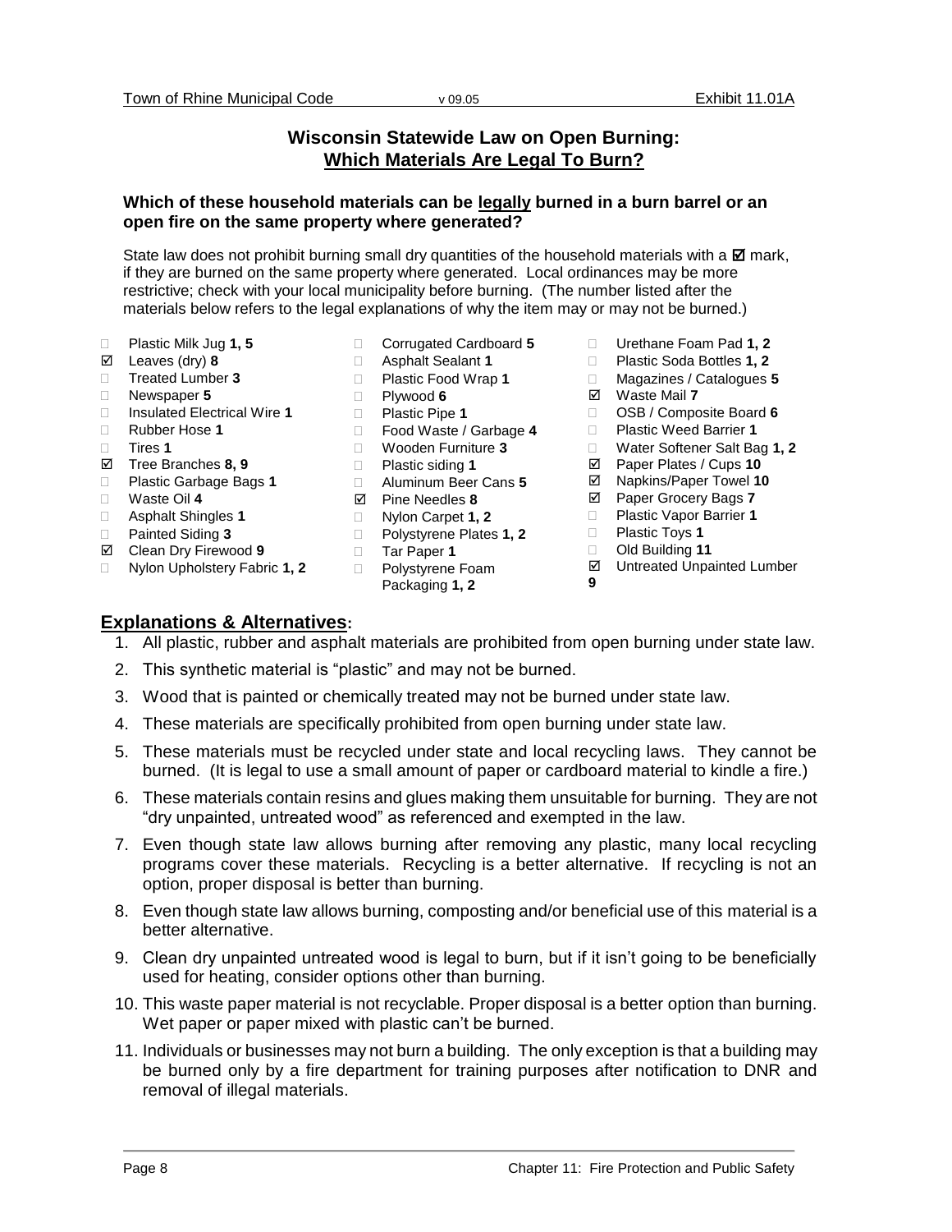## Wisconsin Statewide Law on Open Burning: Which Materials Are Legal To Burn?

**Which of these household materials can be legally burned in a burn barrel or an open fire on the same property where generated?**

State law does not prohibit burning small dry quantities of the household materials with a ☑ mark, if they are burned on the same property where generated. Local ordinances may be more restrictive; check with your local municipality before burning. (The number listed after the materials below refers to the legal explanations of why the item may or may not be burned.)

- ☐ Plastic Milk Jug **1, 5**
- ☑ Leaves (dry) **8**
- ☐ Treated Lumber **3**
- ☐ Newspaper **5**
- ☐ Insulated Electrical Wire **1**
- ☐ Rubber Hose **1**
- ☐ Tires **1**
- ☑ Tree Branches **8, 9**
- ☐ Plastic Garbage Bags **1**
- ☐ Waste Oil **4**
- ☐ Asphalt Shingles **1**
- ☐ Painted Siding **3**
- ☑ Clean Dry Firewood **9**
- ☐ Nylon Upholstery Fabric **1, 2**
- ☐ Corrugated Cardboard **5**
- ☐ Asphalt Sealant **1**
- ☐ Plastic Food Wrap **1**
- ☐ Plywood **6**
- ☐ Plastic Pipe **1**
- ☐ Food Waste / Garbage **4**
- ☐ Wooden Furniture **3**
- ☐ Plastic siding **1**
- ☐ Aluminum Beer Cans **5**
- ☑ Pine Needles **8**
- ☐ Nylon Carpet **1, 2**
- ☐ Polystyrene Plates **1, 2**
- ☐ Tar Paper **1**
- ☐ Polystyrene Foam Packaging **1, 2**
- ☐ Urethane Foam Pad **1, 2**
- ☐ Plastic Soda Bottles **1, 2**
- ☐ Magazines / Catalogues **5**
- ☑ Waste Mail **7**
- ☐ OSB / Composite Board **6**
- ☐ Plastic Weed Barrier **1**
- ☐ Water Softener Salt Bag **1, 2**
- ☑ Paper Plates / Cups **10**
- ☑ Napkins/Paper Towel **10**
- ☑ Paper Grocery Bags **7**
- ☐ Plastic Vapor Barrier **1**
- ☐ Plastic Toys **1**
- ☐ Old Building **11**
- ☑ Untreated Unpainted Lumber **9**

## Explanations & Alternatives:

1. All plastic, rubber and asphalt materials are prohibited from open burning under state law.
2. This synthetic material is "plastic" and may not be burned.
3. Wood that is painted or chemically treated may not be burned under state law.
4. These materials are specifically prohibited from open burning under state law.
5. These materials must be recycled under state and local recycling laws. They cannot be burned. (It is legal to use a small amount of paper or cardboard material to kindle a fire.)
6. These materials contain resins and glues making them unsuitable for burning. They are not "dry unpainted, untreated wood" as referenced and exempted in the law.
7. Even though state law allows burning after removing any plastic, many local recycling programs cover these materials. Recycling is a better alternative. If recycling is not an option, proper disposal is better than burning.
8. Even though state law allows burning, composting and/or beneficial use of this material is a better alternative.
9. Clean dry unpainted untreated wood is legal to burn, but if it isn't going to be beneficially used for heating, consider options other than burning.
10. This waste paper material is not recyclable. Proper disposal is a better option than burning. Wet paper or paper mixed with plastic can't be burned.
11. Individuals or businesses may not burn a building. The only exception is that a building may be burned only by a fire department for training purposes after notification to DNR and removal of illegal materials.